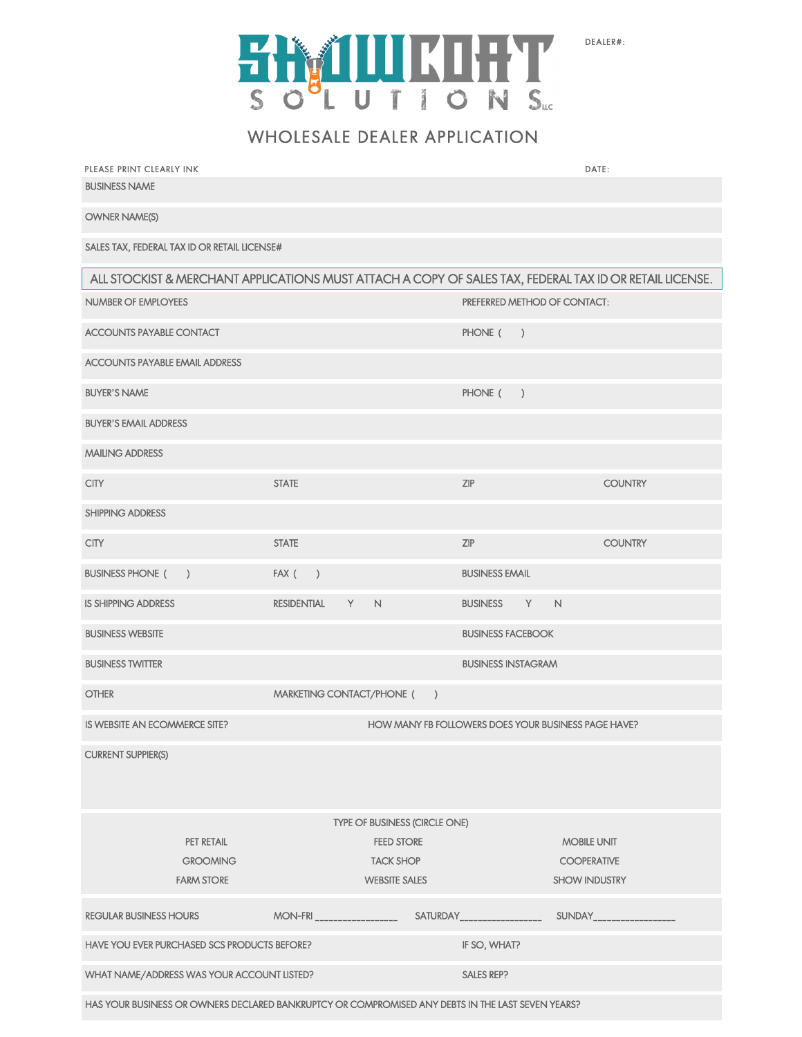# SHOWCOAT SOLUTIONS LLC

DEALER#:

## WHOLESALE DEALER APPLICATION

PLEASE PRINT CLEARLY INK

DATE:

BUSINESS NAME

OWNER NAME(S)

SALES TAX, FEDERAL TAX ID OR RETAIL LICENSE#

**ALL STOCKIST & MERCHANT APPLICATIONS MUST ATTACH A COPY OF SALES TAX, FEDERAL TAX ID OR RETAIL LICENSE.**

| | |
|---|---|
| NUMBER OF EMPLOYEES | PREFERRED METHOD OF CONTACT: |
| ACCOUNTS PAYABLE CONTACT | PHONE ( ) |
| ACCOUNTS PAYABLE EMAIL ADDRESS | |
| BUYER'S NAME | PHONE ( ) |
| BUYER'S EMAIL ADDRESS | |
| MAILING ADDRESS | |

| | | | |
|---|---|---|---|
| CITY | STATE | ZIP | COUNTRY |

SHIPPING ADDRESS

| | | | |
|---|---|---|---|
| CITY | STATE | ZIP | COUNTRY |

| | | |
|---|---|---|
| BUSINESS PHONE ( ) | FAX ( ) | BUSINESS EMAIL |
| IS SHIPPING ADDRESS | RESIDENTIAL Y N | BUSINESS Y N |

| | |
|---|---|
| BUSINESS WEBSITE | BUSINESS FACEBOOK |
| BUSINESS TWITTER | BUSINESS INSTAGRAM |
| OTHER | MARKETING CONTACT/PHONE ( ) |
| IS WEBSITE AN ECOMMERCE SITE? | HOW MANY FB FOLLOWERS DOES YOUR BUSINESS PAGE HAVE? |

CURRENT SUPPIER(S)

**TYPE OF BUSINESS (CIRCLE ONE)**

| | | |
|---|---|---|
| PET RETAIL | FEED STORE | MOBILE UNIT |
| GROOMING | TACK SHOP | COOPERATIVE |
| FARM STORE | WEBSITE SALES | SHOW INDUSTRY |

REGULAR BUSINESS HOURS MON-FRI _______________ SATURDAY_______________ SUNDAY_______________

| | |
|---|---|
| HAVE YOU EVER PURCHASED SCS PRODUCTS BEFORE? | IF SO, WHAT? |
| WHAT NAME/ADDRESS WAS YOUR ACCOUNT LISTED? | SALES REP? |

HAS YOUR BUSINESS OR OWNERS DECLARED BANKRUPTCY OR COMPROMISED ANY DEBTS IN THE LAST SEVEN YEARS?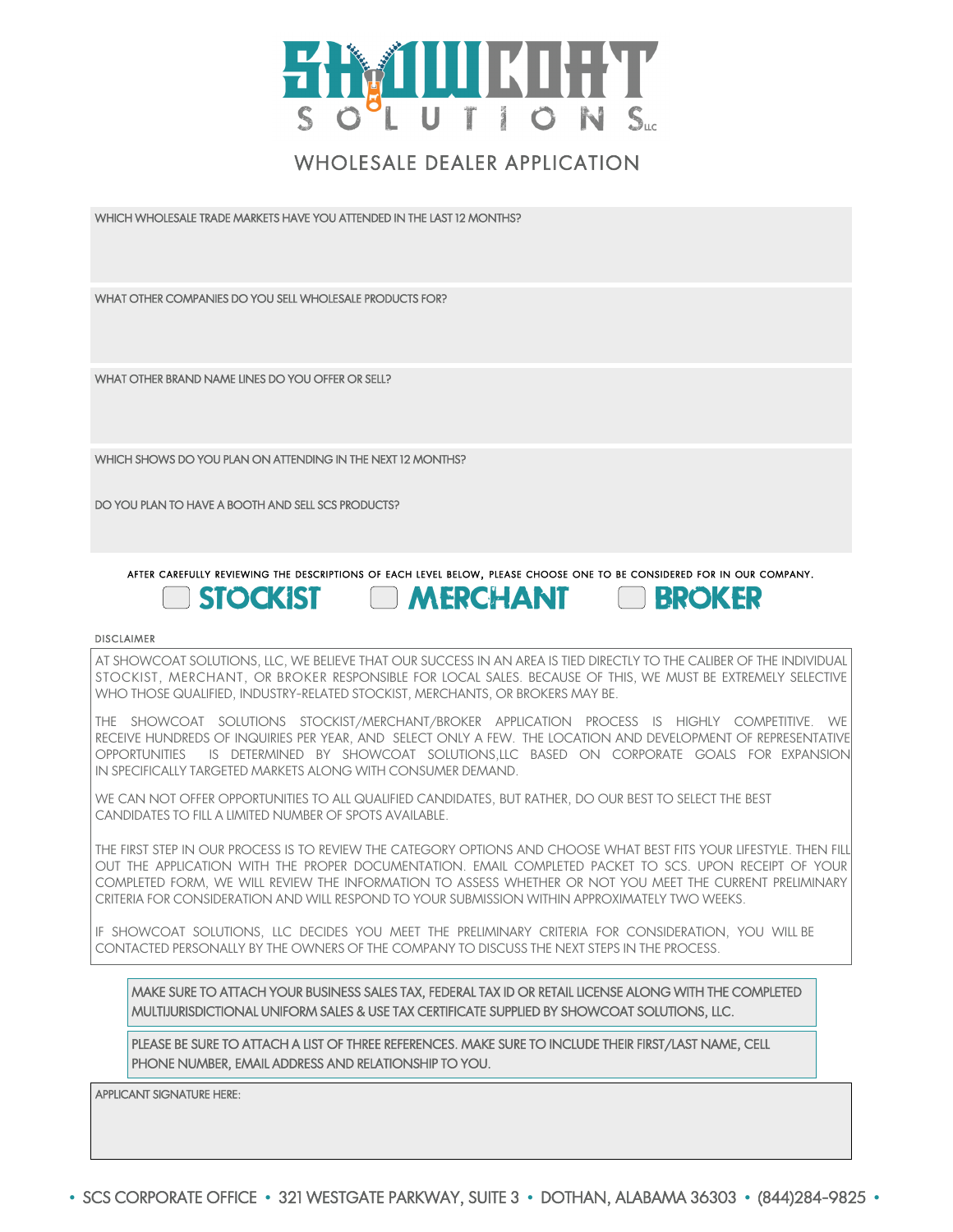# SHOWCOAT SOLUTIONS LLC

## WHOLESALE DEALER APPLICATION

WHICH WHOLESALE TRADE MARKETS HAVE YOU ATTENDED IN THE LAST 12 MONTHS?

WHAT OTHER COMPANIES DO YOU SELL WHOLESALE PRODUCTS FOR?

WHAT OTHER BRAND NAME LINES DO YOU OFFER OR SELL?

WHICH SHOWS DO YOU PLAN ON ATTENDING IN THE NEXT 12 MONTHS?

DO YOU PLAN TO HAVE A BOOTH AND SELL SCS PRODUCTS?

AFTER CAREFULLY REVIEWING THE DESCRIPTIONS OF EACH LEVEL BELOW, PLEASE CHOOSE ONE TO BE CONSIDERED FOR IN OUR COMPANY.

☐ **STOCKIST** ☐ **MERCHANT** ☐ **BROKER**

DISCLAIMER

AT SHOWCOAT SOLUTIONS, LLC, WE BELIEVE THAT OUR SUCCESS IN AN AREA IS TIED DIRECTLY TO THE CALIBER OF THE INDIVIDUAL STOCKIST, MERCHANT, OR BROKER RESPONSIBLE FOR LOCAL SALES. BECAUSE OF THIS, WE MUST BE EXTREMELY SELECTIVE WHO THOSE QUALIFIED, INDUSTRY-RELATED STOCKIST, MERCHANTS, OR BROKERS MAY BE.

THE SHOWCOAT SOLUTIONS STOCKIST/MERCHANT/BROKER APPLICATION PROCESS IS HIGHLY COMPETITIVE. WE RECEIVE HUNDREDS OF INQUIRIES PER YEAR, AND SELECT ONLY A FEW. THE LOCATION AND DEVELOPMENT OF REPRESENTATIVE OPPORTUNITIES IS DETERMINED BY SHOWCOAT SOLUTIONS,LLC BASED ON CORPORATE GOALS FOR EXPANSION IN SPECIFICALLY TARGETED MARKETS ALONG WITH CONSUMER DEMAND.

WE CAN NOT OFFER OPPORTUNITIES TO ALL QUALIFIED CANDIDATES, BUT RATHER, DO OUR BEST TO SELECT THE BEST CANDIDATES TO FILL A LIMITED NUMBER OF SPOTS AVAILABLE.

THE FIRST STEP IN OUR PROCESS IS TO REVIEW THE CATEGORY OPTIONS AND CHOOSE WHAT BEST FITS YOUR LIFESTYLE. THEN FILL OUT THE APPLICATION WITH THE PROPER DOCUMENTATION. EMAIL COMPLETED PACKET TO SCS. UPON RECEIPT OF YOUR COMPLETED FORM, WE WILL REVIEW THE INFORMATION TO ASSESS WHETHER OR NOT YOU MEET THE CURRENT PRELIMINARY CRITERIA FOR CONSIDERATION AND WILL RESPOND TO YOUR SUBMISSION WITHIN APPROXIMATELY TWO WEEKS.

IF SHOWCOAT SOLUTIONS, LLC DECIDES YOU MEET THE PRELIMINARY CRITERIA FOR CONSIDERATION, YOU WILL BE CONTACTED PERSONALLY BY THE OWNERS OF THE COMPANY TO DISCUSS THE NEXT STEPS IN THE PROCESS.

MAKE SURE TO ATTACH YOUR BUSINESS SALES TAX, FEDERAL TAX ID OR RETAIL LICENSE ALONG WITH THE COMPLETED MULTIJURISDICTIONAL UNIFORM SALES & USE TAX CERTIFICATE SUPPLIED BY SHOWCOAT SOLUTIONS, LLC.

PLEASE BE SURE TO ATTACH A LIST OF THREE REFERENCES. MAKE SURE TO INCLUDE THEIR FIRST/LAST NAME, CELL PHONE NUMBER, EMAIL ADDRESS AND RELATIONSHIP TO YOU.

APPLICANT SIGNATURE HERE:

• SCS CORPORATE OFFICE • 321 WESTGATE PARKWAY, SUITE 3 • DOTHAN, ALABAMA 36303 • (844)284-9825 •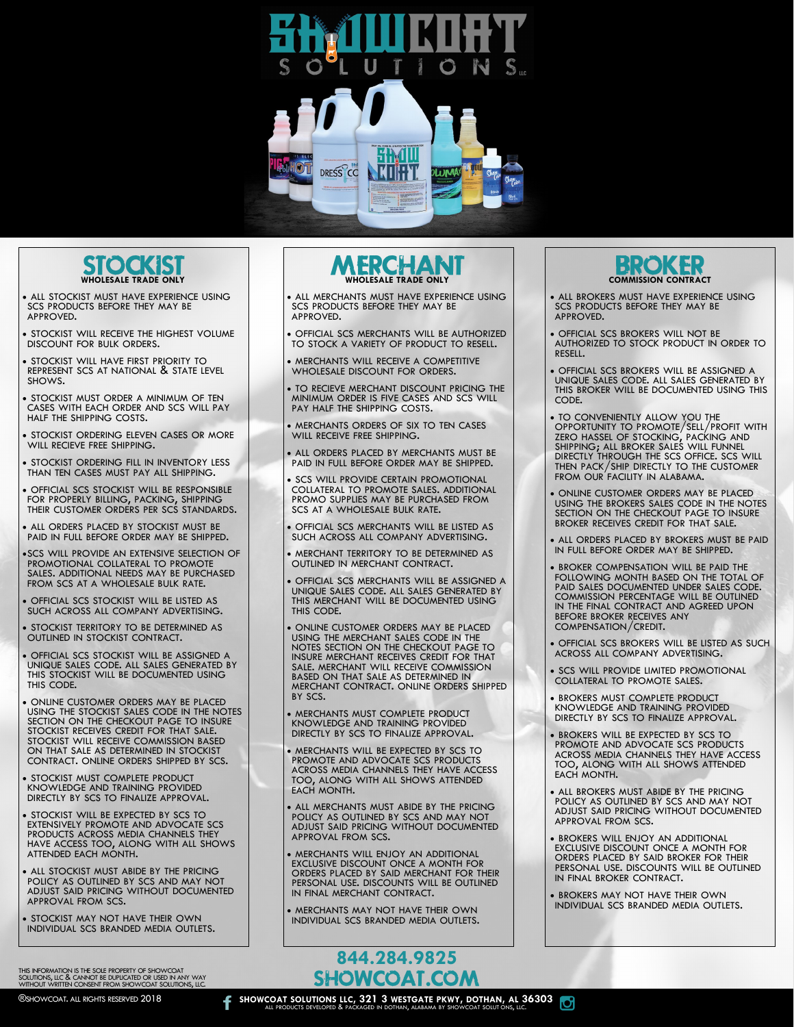# SHOWCOAT SOLUTIONS LLC

## STOCKIST
**WHOLESALE TRADE ONLY**

- ALL STOCKIST MUST HAVE EXPERIENCE USING SCS PRODUCTS BEFORE THEY MAY BE APPROVED.
- STOCKIST WILL RECEIVE THE HIGHEST VOLUME DISCOUNT FOR BULK ORDERS.
- STOCKIST WILL HAVE FIRST PRIORITY TO REPRESENT SCS AT NATIONAL & STATE LEVEL SHOWS.
- STOCKIST MUST ORDER A MINIMUM OF TEN CASES WITH EACH ORDER AND SCS WILL PAY HALF THE SHIPPING COSTS.
- STOCKIST ORDERING ELEVEN CASES OR MORE WILL RECIEVE FREE SHIPPING.
- STOCKIST ORDERING FILL IN INVENTORY LESS THAN TEN CASES MUST PAY ALL SHIPPING.
- OFFICIAL SCS STOCKIST WILL BE RESPONSIBLE FOR PROPERLY BILLING, PACKING, SHIPPING THEIR CUSTOMER ORDERS PER SCS STANDARDS.
- ALL ORDERS PLACED BY STOCKIST MUST BE PAID IN FULL BEFORE ORDER MAY BE SHIPPED.
- SCS WILL PROVIDE AN EXTENSIVE SELECTION OF PROMOTIONAL COLLATERAL TO PROMOTE SALES. ADDITIONAL NEEDS MAY BE PURCHASED FROM SCS AT A WHOLESALE BULK RATE.
- OFFICIAL SCS STOCKIST WILL BE LISTED AS SUCH ACROSS ALL COMPANY ADVERTISING.
- STOCKIST TERRITORY TO BE DETERMINED AS OUTLINED IN STOCKIST CONTRACT.
- OFFICIAL SCS STOCKIST WILL BE ASSIGNED A UNIQUE SALES CODE. ALL SALES GENERATED BY THIS STOCKIST WILL BE DOCUMENTED USING THIS CODE.
- ONLINE CUSTOMER ORDERS MAY BE PLACED USING THE STOCKIST SALES CODE IN THE NOTES SECTION ON THE CHECKOUT PAGE TO INSURE STOCKIST RECEIVES CREDIT FOR THAT SALE. STOCKIST WILL RECEIVE COMMISSION BASED ON THAT SALE AS DETERMINED IN STOCKIST CONTRACT. ONLINE ORDERS SHIPPED BY SCS.
- STOCKIST MUST COMPLETE PRODUCT KNOWLEDGE AND TRAINING PROVIDED DIRECTLY BY SCS TO FINALIZE APPROVAL.
- STOCKIST WILL BE EXPECTED BY SCS TO EXTENSIVELY PROMOTE AND ADVOCATE SCS PRODUCTS ACROSS MEDIA CHANNELS THEY HAVE ACCESS TOO, ALONG WITH ALL SHOWS ATTENDED EACH MONTH.
- ALL STOCKIST MUST ABIDE BY THE PRICING POLICY AS OUTLINED BY SCS AND MAY NOT ADJUST SAID PRICING WITHOUT DOCUMENTED APPROVAL FROM SCS.
- STOCKIST MAY NOT HAVE THEIR OWN INDIVIDUAL SCS BRANDED MEDIA OUTLETS.

## MERCHANT
**WHOLESALE TRADE ONLY**

- ALL MERCHANTS MUST HAVE EXPERIENCE USING SCS PRODUCTS BEFORE THEY MAY BE APPROVED.
- OFFICIAL SCS MERCHANTS WILL BE AUTHORIZED TO STOCK A VARIETY OF PRODUCT TO RESELL.
- MERCHANTS WILL RECEIVE A COMPETITIVE WHOLESALE DISCOUNT FOR ORDERS.
- TO RECIEVE MERCHANT DISCOUNT PRICING THE MINIMUM ORDER IS FIVE CASES AND SCS WILL PAY HALF THE SHIPPING COSTS.
- MERCHANTS ORDERS OF SIX TO TEN CASES WILL RECEIVE FREE SHIPPING.
- ALL ORDERS PLACED BY MERCHANTS MUST BE PAID IN FULL BEFORE ORDER MAY BE SHIPPED.
- SCS WILL PROVIDE CERTAIN PROMOTIONAL COLLATERAL TO PROMOTE SALES. ADDITIONAL PROMO SUPPLIES MAY BE PURCHASED FROM SCS AT A WHOLESALE BULK RATE.
- OFFICIAL SCS MERCHANTS WILL BE LISTED AS SUCH ACROSS ALL COMPANY ADVERTISING.
- MERCHANT TERRITORY TO BE DETERMINED AS OUTLINED IN MERCHANT CONTRACT.
- OFFICIAL SCS MERCHANTS WILL BE ASSIGNED A UNIQUE SALES CODE. ALL SALES GENERATED BY THIS MERCHANT WILL BE DOCUMENTED USING THIS CODE.
- ONLINE CUSTOMER ORDERS MAY BE PLACED USING THE MERCHANT SALES CODE IN THE NOTES SECTION ON THE CHECKOUT PAGE TO INSURE MERCHANT RECEIVES CREDIT FOR THAT SALE. MERCHANT WILL RECEIVE COMMISSION BASED ON THAT SALE AS DETERMINED IN MERCHANT CONTRACT. ONLINE ORDERS SHIPPED BY SCS.
- MERCHANTS MUST COMPLETE PRODUCT KNOWLEDGE AND TRAINING PROVIDED DIRECTLY BY SCS TO FINALIZE APPROVAL.
- MERCHANTS WILL BE EXPECTED BY SCS TO PROMOTE AND ADVOCATE SCS PRODUCTS ACROSS MEDIA CHANNELS THEY HAVE ACCESS TOO, ALONG WITH ALL SHOWS ATTENDED EACH MONTH.
- ALL MERCHANTS MUST ABIDE BY THE PRICING POLICY AS OUTLINED BY SCS AND MAY NOT ADJUST SAID PRICING WITHOUT DOCUMENTED APPROVAL FROM SCS.
- MERCHANTS WILL ENJOY AN ADDITIONAL EXCLUSIVE DISCOUNT ONCE A MONTH FOR ORDERS PLACED BY SAID MERCHANT FOR THEIR PERSONAL USE. DISCOUNTS WILL BE OUTLINED IN FINAL MERCHANT CONTRACT.
- MERCHANTS MAY NOT HAVE THEIR OWN INDIVIDUAL SCS BRANDED MEDIA OUTLETS.

## BROKER
**COMMISSION CONTRACT**

- ALL BROKERS MUST HAVE EXPERIENCE USING SCS PRODUCTS BEFORE THEY MAY BE APPROVED.
- OFFICIAL SCS BROKERS WILL NOT BE AUTHORIZED TO STOCK PRODUCT IN ORDER TO RESELL.
- OFFICIAL SCS BROKERS WILL BE ASSIGNED A UNIQUE SALES CODE. ALL SALES GENERATED BY THIS BROKER WILL BE DOCUMENTED USING THIS CODE.
- TO CONVENIENTLY ALLOW YOU THE OPPORTUNITY TO PROMOTE/SELL/PROFIT WITH ZERO HASSEL OF STOCKING, PACKING AND SHIPPING; ALL BROKER SALES WILL FUNNEL DIRECTLY THROUGH THE SCS OFFICE. SCS WILL THEN PACK/SHIP DIRECTLY TO THE CUSTOMER FROM OUR FACILITY IN ALABAMA.
- ONLINE CUSTOMER ORDERS MAY BE PLACED USING THE BROKERS SALES CODE IN THE NOTES SECTION ON THE CHECKOUT PAGE TO INSURE BROKER RECEIVES CREDIT FOR THAT SALE.
- ALL ORDERS PLACED BY BROKERS MUST BE PAID IN FULL BEFORE ORDER MAY BE SHIPPED.
- BROKER COMPENSATION WILL BE PAID THE FOLLOWING MONTH BASED ON THE TOTAL OF PAID SALES DOCUMENTED UNDER SALES CODE. COMMISSION PERCENTAGE WILL BE OUTLINED IN THE FINAL CONTRACT AND AGREED UPON BEFORE BROKER RECEIVES ANY COMPENSATION/CREDIT.
- OFFICIAL SCS BROKERS WILL BE LISTED AS SUCH ACROSS ALL COMPANY ADVERTISING.
- SCS WILL PROVIDE LIMITED PROMOTIONAL COLLATERAL TO PROMOTE SALES.
- BROKERS MUST COMPLETE PRODUCT KNOWLEDGE AND TRAINING PROVIDED DIRECTLY BY SCS TO FINALIZE APPROVAL.
- BROKERS WILL BE EXPECTED BY SCS TO PROMOTE AND ADVOCATE SCS PRODUCTS ACROSS MEDIA CHANNELS THEY HAVE ACCESS TOO, ALONG WITH ALL SHOWS ATTENDED EACH MONTH.
- ALL BROKERS MUST ABIDE BY THE PRICING POLICY AS OUTLINED BY SCS AND MAY NOT ADJUST SAID PRICING WITHOUT DOCUMENTED APPROVAL FROM SCS.
- BROKERS WILL ENJOY AN ADDITIONAL EXCLUSIVE DISCOUNT ONCE A MONTH FOR ORDERS PLACED BY SAID BROKER FOR THEIR PERSONAL USE. DISCOUNTS WILL BE OUTLINED IN FINAL BROKER CONTRACT.
- BROKERS MAY NOT HAVE THEIR OWN INDIVIDUAL SCS BRANDED MEDIA OUTLETS.

**844.284.9825**
**SHOWCOAT.COM**

THIS INFORMATION IS THE SOLE PROPERTY OF SHOWCOAT SOLUTIONS, LLC & CANNOT BE DUPLICATED OR USED IN ANY WAY WITHOUT WRITTEN CONSENT FROM SHOWCOAT SOLUTIONS, LLC.

®SHOWCOAT. ALL RIGHTS RESERVED 2018

**SHOWCOAT SOLUTIONS LLC, 321 3 WESTGATE PKWY, DOTHAN, AL 36303**
ALL PRODUCTS DEVELOPED & PACKAGED IN DOTHAN, ALABAMA BY SHOWCOAT SOLUTIONS, LLC.